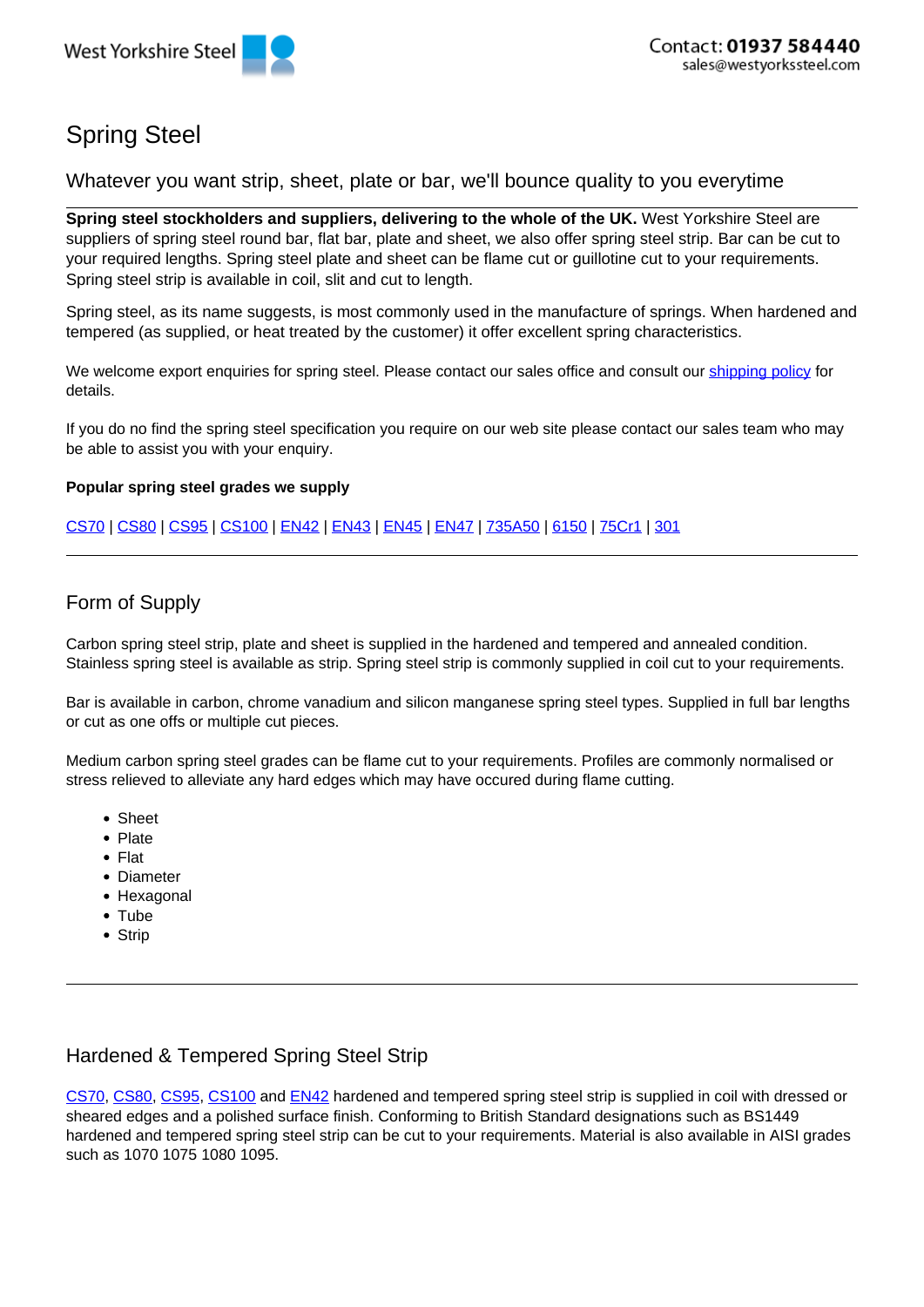West Yorkshire Steel

Contact: **01937 584440**
sales@westyorkssteel.com

# Spring Steel

## Whatever you want strip, sheet, plate or bar, we'll bounce quality to you everytime

**Spring steel stockholders and suppliers, delivering to the whole of the UK.** West Yorkshire Steel are suppliers of spring steel round bar, flat bar, plate and sheet, we also offer spring steel strip. Bar can be cut to your required lengths. Spring steel plate and sheet can be flame cut or guillotine cut to your requirements. Spring steel strip is available in coil, slit and cut to length.

Spring steel, as its name suggests, is most commonly used in the manufacture of springs. When hardened and tempered (as supplied, or heat treated by the customer) it offer excellent spring characteristics.

We welcome export enquiries for spring steel. Please contact our sales office and consult our shipping policy for details.

If you do no find the spring steel specification you require on our web site please contact our sales team who may be able to assist you with your enquiry.

**Popular spring steel grades we supply**

CS70 | CS80 | CS95 | CS100 | EN42 | EN43 | EN45 | EN47 | 735A50 | 6150 | 75Cr1 | 301

---

## Form of Supply

Carbon spring steel strip, plate and sheet is supplied in the hardened and tempered and annealed condition. Stainless spring steel is available as strip. Spring steel strip is commonly supplied in coil cut to your requirements.

Bar is available in carbon, chrome vanadium and silicon manganese spring steel types. Supplied in full bar lengths or cut as one offs or multiple cut pieces.

Medium carbon spring steel grades can be flame cut to your requirements. Profiles are commonly normalised or stress relieved to alleviate any hard edges which may have occured during flame cutting.

- Sheet
- Plate
- Flat
- Diameter
- Hexagonal
- Tube
- Strip

---

## Hardened & Tempered Spring Steel Strip

CS70, CS80, CS95, CS100 and EN42 hardened and tempered spring steel strip is supplied in coil with dressed or sheared edges and a polished surface finish. Conforming to British Standard designations such as BS1449 hardened and tempered spring steel strip can be cut to your requirements. Material is also available in AISI grades such as 1070 1075 1080 1095.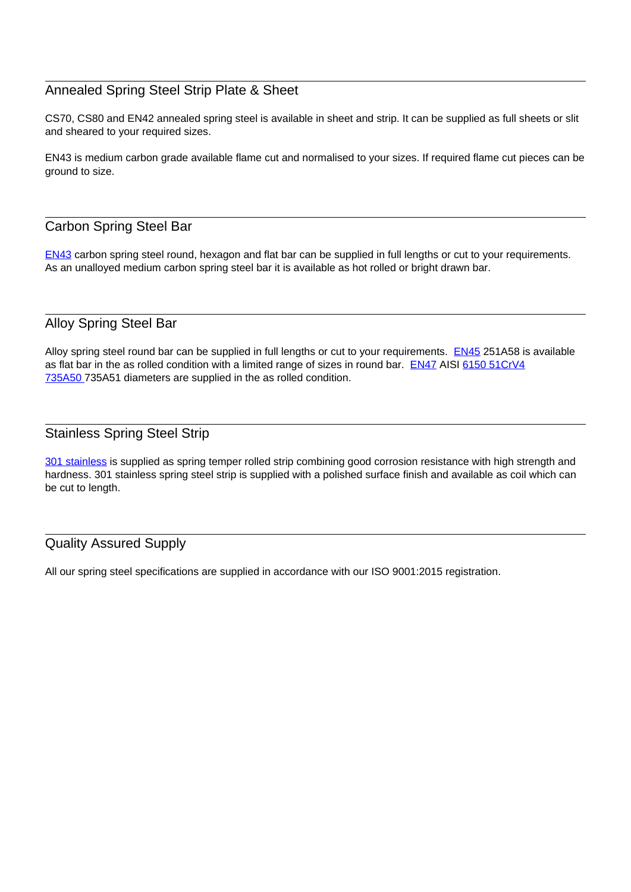## Annealed Spring Steel Strip Plate & Sheet

CS70, CS80 and EN42 annealed spring steel is available in sheet and strip. It can be supplied as full sheets or slit and sheared to your required sizes.

EN43 is medium carbon grade available flame cut and normalised to your sizes. If required flame cut pieces can be ground to size.

## Carbon Spring Steel Bar

EN43 carbon spring steel round, hexagon and flat bar can be supplied in full lengths or cut to your requirements. As an unalloyed medium carbon spring steel bar it is available as hot rolled or bright drawn bar.

## Alloy Spring Steel Bar

Alloy spring steel round bar can be supplied in full lengths or cut to your requirements. EN45 251A58 is available as flat bar in the as rolled condition with a limited range of sizes in round bar. EN47 AISI 6150 51CrV4 735A50 735A51 diameters are supplied in the as rolled condition.

## Stainless Spring Steel Strip

301 stainless is supplied as spring temper rolled strip combining good corrosion resistance with high strength and hardness. 301 stainless spring steel strip is supplied with a polished surface finish and available as coil which can be cut to length.

## Quality Assured Supply

All our spring steel specifications are supplied in accordance with our ISO 9001:2015 registration.